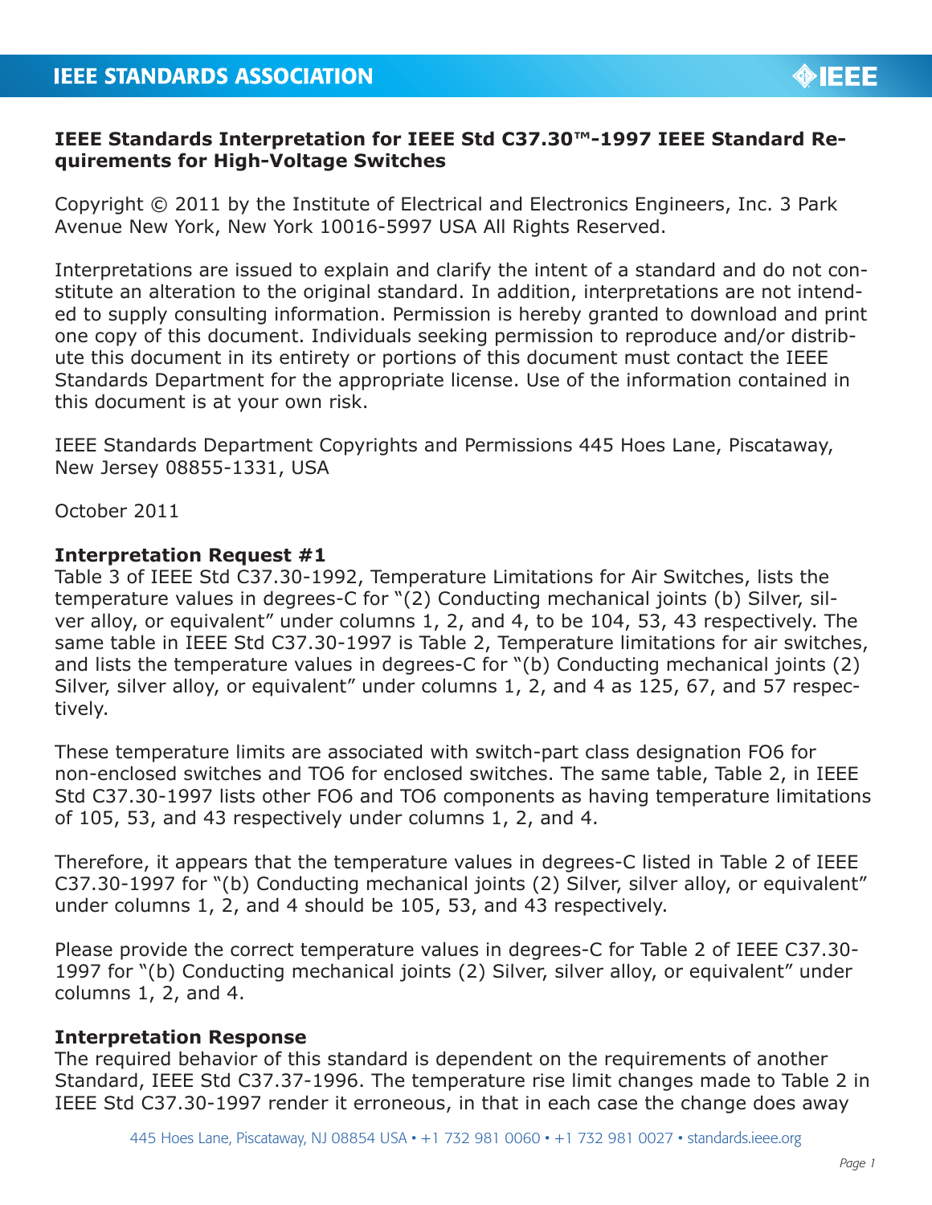**IEEE Standards Interpretation for IEEE Std C37.30™-1997 IEEE Standard Requirements for High-Voltage Switches**

Copyright © 2011 by the Institute of Electrical and Electronics Engineers, Inc. 3 Park Avenue New York, New York 10016-5997 USA All Rights Reserved.

Interpretations are issued to explain and clarify the intent of a standard and do not constitute an alteration to the original standard. In addition, interpretations are not intended to supply consulting information. Permission is hereby granted to download and print one copy of this document. Individuals seeking permission to reproduce and/or distribute this document in its entirety or portions of this document must contact the IEEE Standards Department for the appropriate license. Use of the information contained in this document is at your own risk.

IEEE Standards Department Copyrights and Permissions 445 Hoes Lane, Piscataway, New Jersey 08855-1331, USA

October 2011

**Interpretation Request #1**

Table 3 of IEEE Std C37.30-1992, Temperature Limitations for Air Switches, lists the temperature values in degrees-C for "(2) Conducting mechanical joints (b) Silver, silver alloy, or equivalent" under columns 1, 2, and 4, to be 104, 53, 43 respectively. The same table in IEEE Std C37.30-1997 is Table 2, Temperature limitations for air switches, and lists the temperature values in degrees-C for "(b) Conducting mechanical joints (2) Silver, silver alloy, or equivalent" under columns 1, 2, and 4 as 125, 67, and 57 respectively.

These temperature limits are associated with switch-part class designation FO6 for non-enclosed switches and TO6 for enclosed switches. The same table, Table 2, in IEEE Std C37.30-1997 lists other FO6 and TO6 components as having temperature limitations of 105, 53, and 43 respectively under columns 1, 2, and 4.

Therefore, it appears that the temperature values in degrees-C listed in Table 2 of IEEE C37.30-1997 for "(b) Conducting mechanical joints (2) Silver, silver alloy, or equivalent" under columns 1, 2, and 4 should be 105, 53, and 43 respectively.

Please provide the correct temperature values in degrees-C for Table 2 of IEEE C37.30-1997 for "(b) Conducting mechanical joints (2) Silver, silver alloy, or equivalent" under columns 1, 2, and 4.

**Interpretation Response**

The required behavior of this standard is dependent on the requirements of another Standard, IEEE Std C37.37-1996. The temperature rise limit changes made to Table 2 in IEEE Std C37.30-1997 render it erroneous, in that in each case the change does away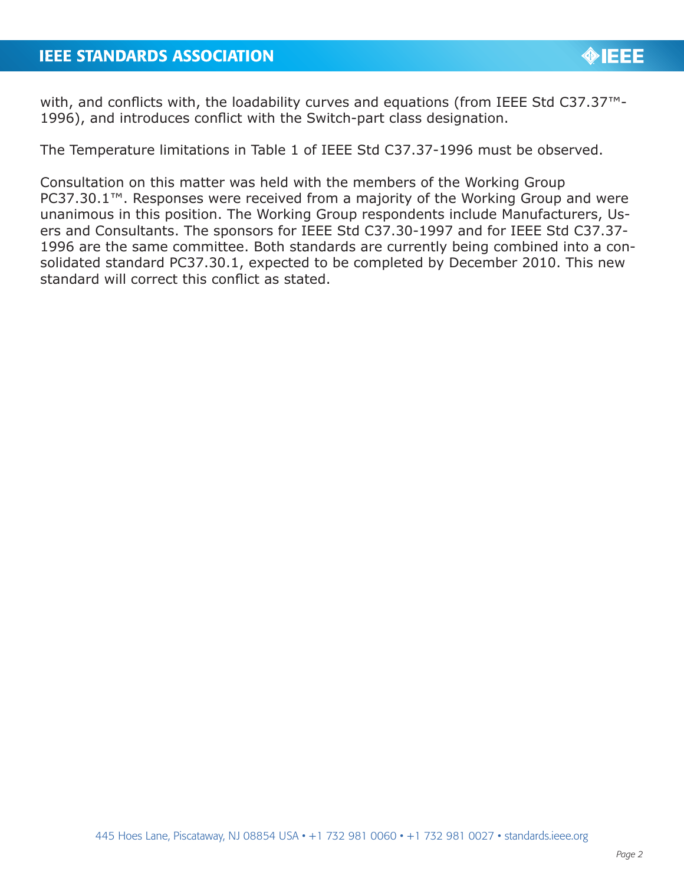with, and conflicts with, the loadability curves and equations (from IEEE Std C37.37™-1996), and introduces conflict with the Switch-part class designation.

The Temperature limitations in Table 1 of IEEE Std C37.37-1996 must be observed.

Consultation on this matter was held with the members of the Working Group PC37.30.1™. Responses were received from a majority of the Working Group and were unanimous in this position. The Working Group respondents include Manufacturers, Users and Consultants. The sponsors for IEEE Std C37.30-1997 and for IEEE Std C37.37-1996 are the same committee. Both standards are currently being combined into a consolidated standard PC37.30.1, expected to be completed by December 2010. This new standard will correct this conflict as stated.